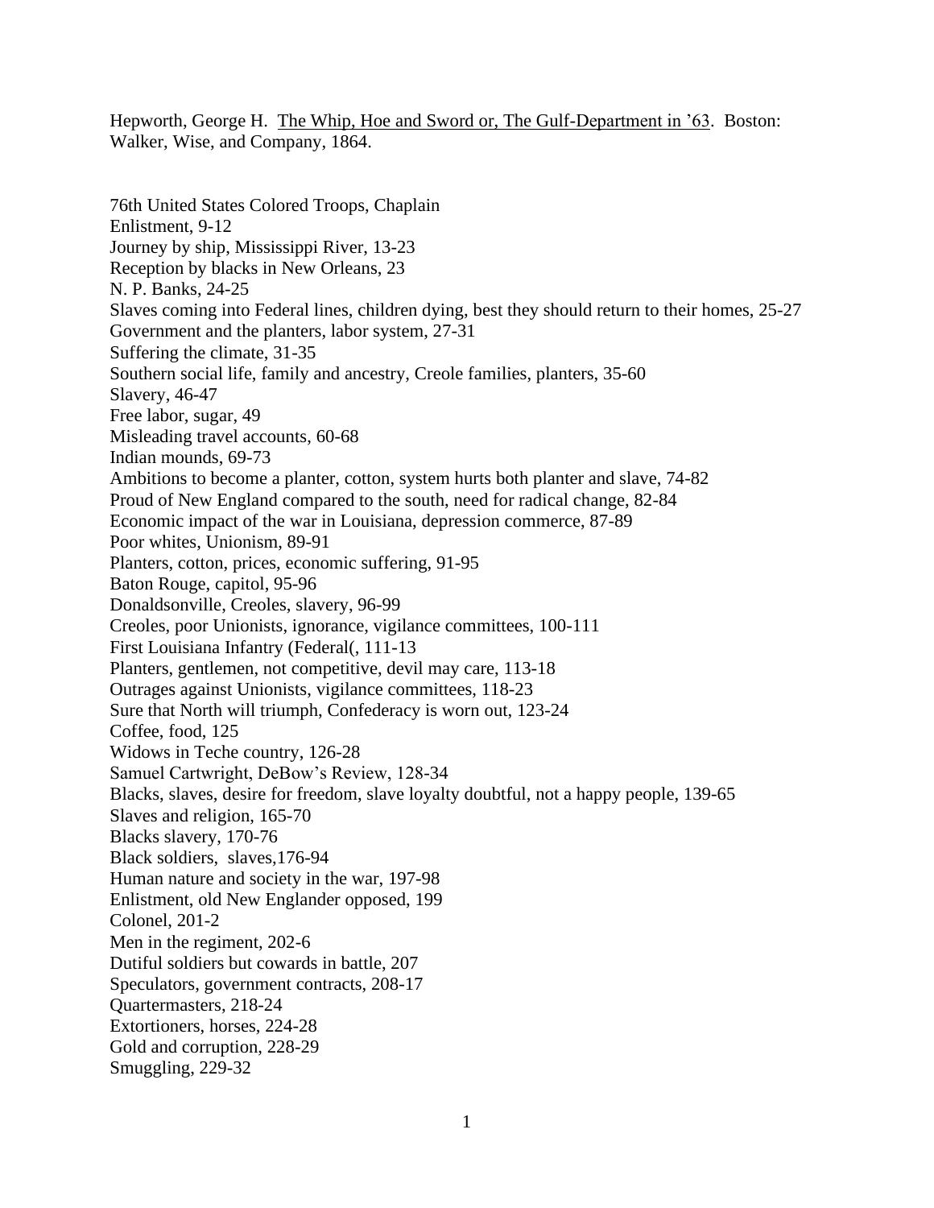Hepworth, George H. The Whip, Hoe and Sword or, The Gulf-Department in '63. Boston: Walker, Wise, and Company, 1864.

76th United States Colored Troops, Chaplain
Enlistment, 9-12
Journey by ship, Mississippi River, 13-23
Reception by blacks in New Orleans, 23
N. P. Banks, 24-25
Slaves coming into Federal lines, children dying, best they should return to their homes, 25-27
Government and the planters, labor system, 27-31
Suffering the climate, 31-35
Southern social life, family and ancestry, Creole families, planters, 35-60
Slavery, 46-47
Free labor, sugar, 49
Misleading travel accounts, 60-68
Indian mounds, 69-73
Ambitions to become a planter, cotton, system hurts both planter and slave, 74-82
Proud of New England compared to the south, need for radical change, 82-84
Economic impact of the war in Louisiana, depression commerce, 87-89
Poor whites, Unionism, 89-91
Planters, cotton, prices, economic suffering, 91-95
Baton Rouge, capitol, 95-96
Donaldsonville, Creoles, slavery, 96-99
Creoles, poor Unionists, ignorance, vigilance committees, 100-111
First Louisiana Infantry (Federal(, 111-13
Planters, gentlemen, not competitive, devil may care, 113-18
Outrages against Unionists, vigilance committees, 118-23
Sure that North will triumph, Confederacy is worn out, 123-24
Coffee, food, 125
Widows in Teche country, 126-28
Samuel Cartwright, DeBow's Review, 128-34
Blacks, slaves, desire for freedom, slave loyalty doubtful, not a happy people, 139-65
Slaves and religion, 165-70
Blacks slavery, 170-76
Black soldiers, slaves,176-94
Human nature and society in the war, 197-98
Enlistment, old New Englander opposed, 199
Colonel, 201-2
Men in the regiment, 202-6
Dutiful soldiers but cowards in battle, 207
Speculators, government contracts, 208-17
Quartermasters, 218-24
Extortioners, horses, 224-28
Gold and corruption, 228-29
Smuggling, 229-32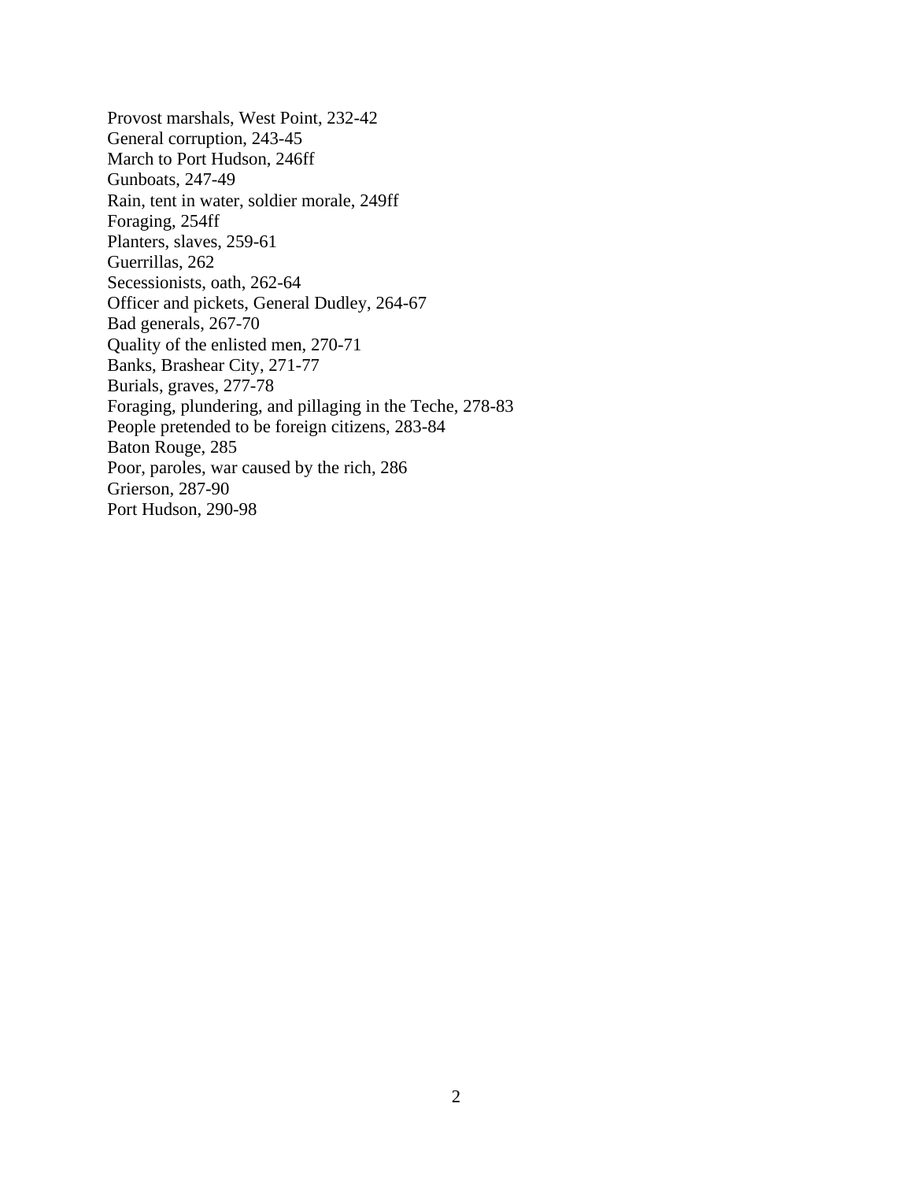Provost marshals, West Point, 232-42
General corruption, 243-45
March to Port Hudson, 246ff
Gunboats, 247-49
Rain, tent in water, soldier morale, 249ff
Foraging, 254ff
Planters, slaves, 259-61
Guerrillas, 262
Secessionists, oath, 262-64
Officer and pickets, General Dudley, 264-67
Bad generals, 267-70
Quality of the enlisted men, 270-71
Banks, Brashear City, 271-77
Burials, graves, 277-78
Foraging, plundering, and pillaging in the Teche, 278-83
People pretended to be foreign citizens, 283-84
Baton Rouge, 285
Poor, paroles, war caused by the rich, 286
Grierson, 287-90
Port Hudson, 290-98